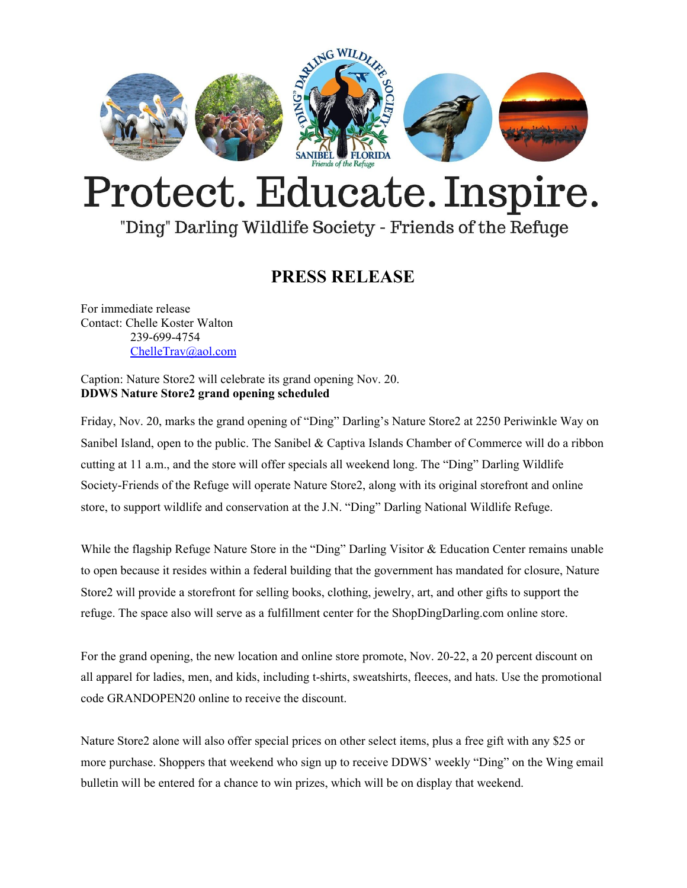# Protect. Educate. Inspire.

"Ding" Darling Wildlife Society - Friends of the Refuge

## PRESS RELEASE

For immediate release
Contact: Chelle Koster Walton
239-699-4754
ChelleTrav@aol.com

Caption: Nature Store2 will celebrate its grand opening Nov. 20.
**DDWS Nature Store2 grand opening scheduled**

Friday, Nov. 20, marks the grand opening of "Ding" Darling's Nature Store2 at 2250 Periwinkle Way on Sanibel Island, open to the public. The Sanibel & Captiva Islands Chamber of Commerce will do a ribbon cutting at 11 a.m., and the store will offer specials all weekend long. The "Ding" Darling Wildlife Society-Friends of the Refuge will operate Nature Store2, along with its original storefront and online store, to support wildlife and conservation at the J.N. "Ding" Darling National Wildlife Refuge.

While the flagship Refuge Nature Store in the "Ding" Darling Visitor & Education Center remains unable to open because it resides within a federal building that the government has mandated for closure, Nature Store2 will provide a storefront for selling books, clothing, jewelry, art, and other gifts to support the refuge. The space also will serve as a fulfillment center for the ShopDingDarling.com online store.

For the grand opening, the new location and online store promote, Nov. 20-22, a 20 percent discount on all apparel for ladies, men, and kids, including t-shirts, sweatshirts, fleeces, and hats. Use the promotional code GRANDOPEN20 online to receive the discount.

Nature Store2 alone will also offer special prices on other select items, plus a free gift with any $25 or more purchase. Shoppers that weekend who sign up to receive DDWS' weekly "Ding" on the Wing email bulletin will be entered for a chance to win prizes, which will be on display that weekend.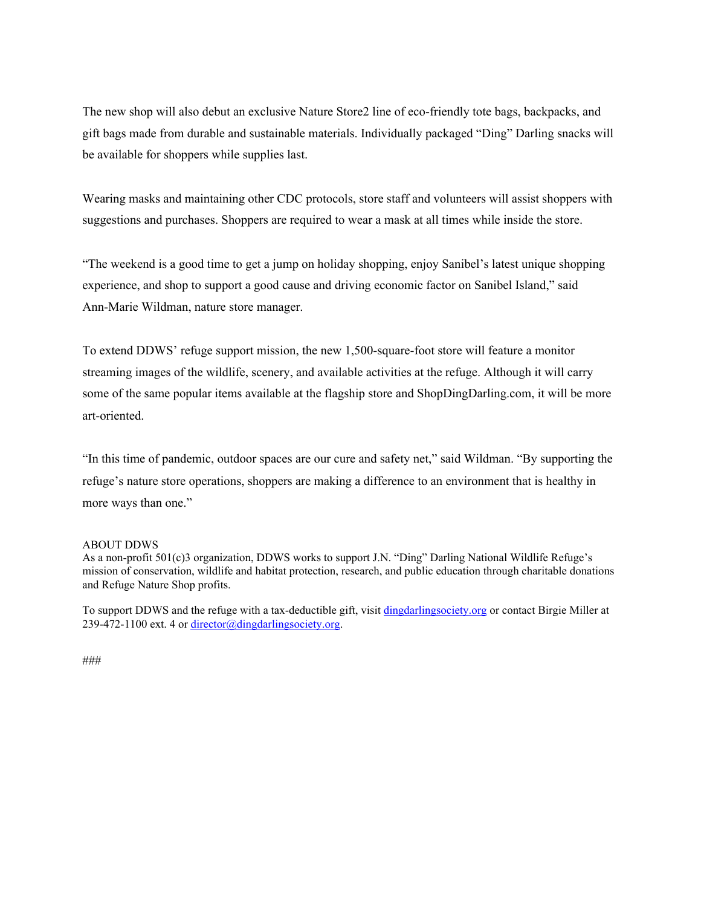The new shop will also debut an exclusive Nature Store2 line of eco-friendly tote bags, backpacks, and gift bags made from durable and sustainable materials. Individually packaged "Ding" Darling snacks will be available for shoppers while supplies last.

Wearing masks and maintaining other CDC protocols, store staff and volunteers will assist shoppers with suggestions and purchases. Shoppers are required to wear a mask at all times while inside the store.

"The weekend is a good time to get a jump on holiday shopping, enjoy Sanibel's latest unique shopping experience, and shop to support a good cause and driving economic factor on Sanibel Island," said Ann-Marie Wildman, nature store manager.

To extend DDWS' refuge support mission, the new 1,500-square-foot store will feature a monitor streaming images of the wildlife, scenery, and available activities at the refuge. Although it will carry some of the same popular items available at the flagship store and ShopDingDarling.com, it will be more art-oriented.

"In this time of pandemic, outdoor spaces are our cure and safety net," said Wildman. "By supporting the refuge's nature store operations, shoppers are making a difference to an environment that is healthy in more ways than one."

ABOUT DDWS
As a non-profit 501(c)3 organization, DDWS works to support J.N. "Ding" Darling National Wildlife Refuge's mission of conservation, wildlife and habitat protection, research, and public education through charitable donations and Refuge Nature Shop profits.

To support DDWS and the refuge with a tax-deductible gift, visit [dingdarlingsociety.org](dingdarlingsociety.org) or contact Birgie Miller at 239-472-1100 ext. 4 or [director@dingdarlingsociety.org](mailto:director@dingdarlingsociety.org).

###